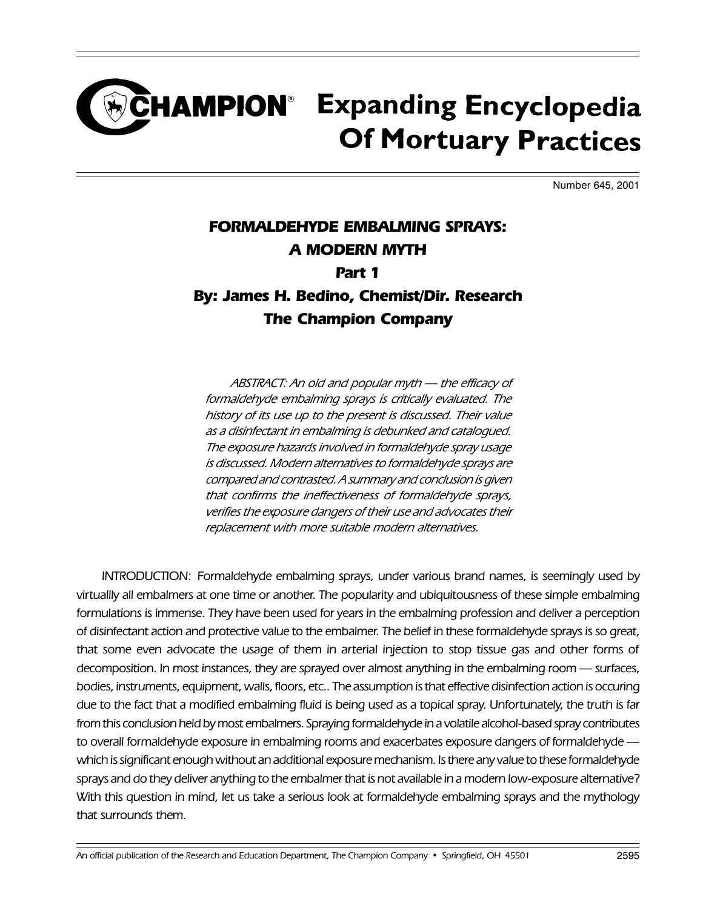# CHAMPION® Expanding Encyclopedia Of Mortuary Practices

Number 645, 2001

## FORMALDEHYDE EMBALMING SPRAYS: A MODERN MYTH

### Part 1

### By: James H. Bedino, Chemist/Dir. Research The Champion Company

*ABSTRACT: An old and popular myth — the efficacy of formaldehyde embalming sprays is critically evaluated. The history of its use up to the present is discussed. Their value as a disinfectant in embalming is debunked and catalogued. The exposure hazards involved in formaldehyde spray usage is discussed. Modern alternatives to formaldehyde sprays are compared and contrasted. A summary and conclusion is given that confirms the ineffectiveness of formaldehyde sprays, verifies the exposure dangers of their use and advocates their replacement with more suitable modern alternatives.*

INTRODUCTION: Formaldehyde embalming sprays, under various brand names, is seemingly used by virtuallly all embalmers at one time or another. The popularity and ubiquitousness of these simple embalming formulations is immense. They have been used for years in the embalming profession and deliver a perception of disinfectant action and protective value to the embalmer. The belief in these formaldehyde sprays is so great, that some even advocate the usage of them in arterial injection to stop tissue gas and other forms of decomposition. In most instances, they are sprayed over almost anything in the embalming room — surfaces, bodies, instruments, equipment, walls, floors, etc.. The assumption is that effective disinfection action is occuring due to the fact that a modified embalming fluid is being used as a topical spray. Unfortunately, the truth is far from this conclusion held by most embalmers. Spraying formaldehyde in a volatile alcohol-based spray contributes to overall formaldehyde exposure in embalming rooms and exacerbates exposure dangers of formaldehyde — which is significant enough without an additional exposure mechanism. Is there any value to these formaldehyde sprays and do they deliver anything to the embalmer that is not available in a modern low-exposure alternative? With this question in mind, let us take a serious look at formaldehyde embalming sprays and the mythology that surrounds them.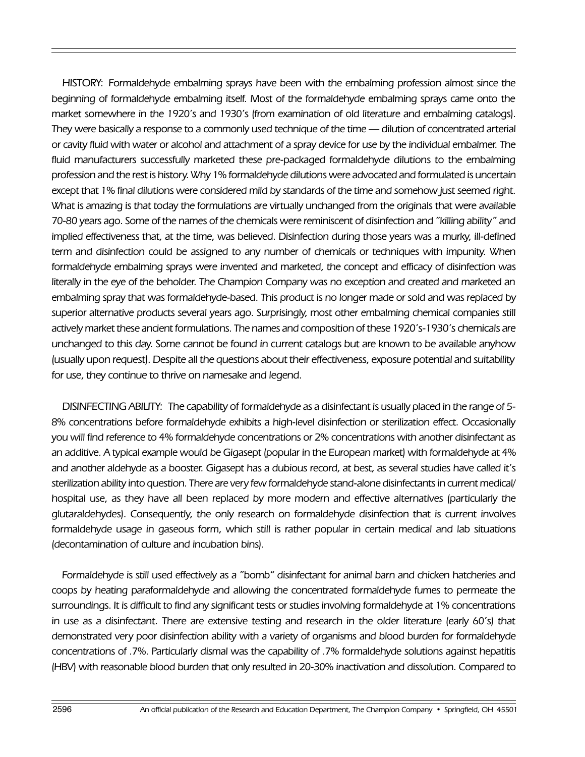*HISTORY: Formaldehyde embalming sprays have been with the embalming profession almost since the beginning of formaldehyde embalming itself. Most of the formaldehyde embalming sprays came onto the market somewhere in the 1920's and 1930's (from examination of old literature and embalming catalogs). They were basically a response to a commonly used technique of the time — dilution of concentrated arterial or cavity fluid with water or alcohol and attachment of a spray device for use by the individual embalmer. The fluid manufacturers successfully marketed these pre-packaged formaldehyde dilutions to the embalming profession and the rest is history. Why 1% formaldehyde dilutions were advocated and formulated is uncertain except that 1% final dilutions were considered mild by standards of the time and somehow just seemed right. What is amazing is that today the formulations are virtually unchanged from the originals that were available 70-80 years ago. Some of the names of the chemicals were reminiscent of disinfection and "killing ability" and implied effectiveness that, at the time, was believed. Disinfection during those years was a murky, ill-defined term and disinfection could be assigned to any number of chemicals or techniques with impunity. When formaldehyde embalming sprays were invented and marketed, the concept and efficacy of disinfection was literally in the eye of the beholder. The Champion Company was no exception and created and marketed an embalming spray that was formaldehyde-based. This product is no longer made or sold and was replaced by superior alternative products several years ago. Surprisingly, most other embalming chemical companies still actively market these ancient formulations. The names and composition of these 1920's-1930's chemicals are unchanged to this day. Some cannot be found in current catalogs but are known to be available anyhow (usually upon request). Despite all the questions about their effectiveness, exposure potential and suitability for use, they continue to thrive on namesake and legend.*

*DISINFECTING ABILITY: The capability of formaldehyde as a disinfectant is usually placed in the range of 5-8% concentrations before formaldehyde exhibits a high-level disinfection or sterilization effect. Occasionally you will find reference to 4% formaldehyde concentrations or 2% concentrations with another disinfectant as an additive. A typical example would be Gigasept (popular in the European market) with formaldehyde at 4% and another aldehyde as a booster. Gigasept has a dubious record, at best, as several studies have called it's sterilization ability into question. There are very few formaldehyde stand-alone disinfectants in current medical/hospital use, as they have all been replaced by more modern and effective alternatives (particularly the glutaraldehydes). Consequently, the only research on formaldehyde disinfection that is current involves formaldehyde usage in gaseous form, which still is rather popular in certain medical and lab situations (decontamination of culture and incubation bins).*

*Formaldehyde is still used effectively as a "bomb" disinfectant for animal barn and chicken hatcheries and coops by heating paraformaldehyde and allowing the concentrated formaldehyde fumes to permeate the surroundings. It is difficult to find any significant tests or studies involving formaldehyde at 1% concentrations in use as a disinfectant. There are extensive testing and research in the older literature (early 60's) that demonstrated very poor disinfection ability with a variety of organisms and blood burden for formaldehyde concentrations of .7%. Particularly dismal was the capability of .7% formaldehyde solutions against hepatitis (HBV) with reasonable blood burden that only resulted in 20-30% inactivation and dissolution. Compared to*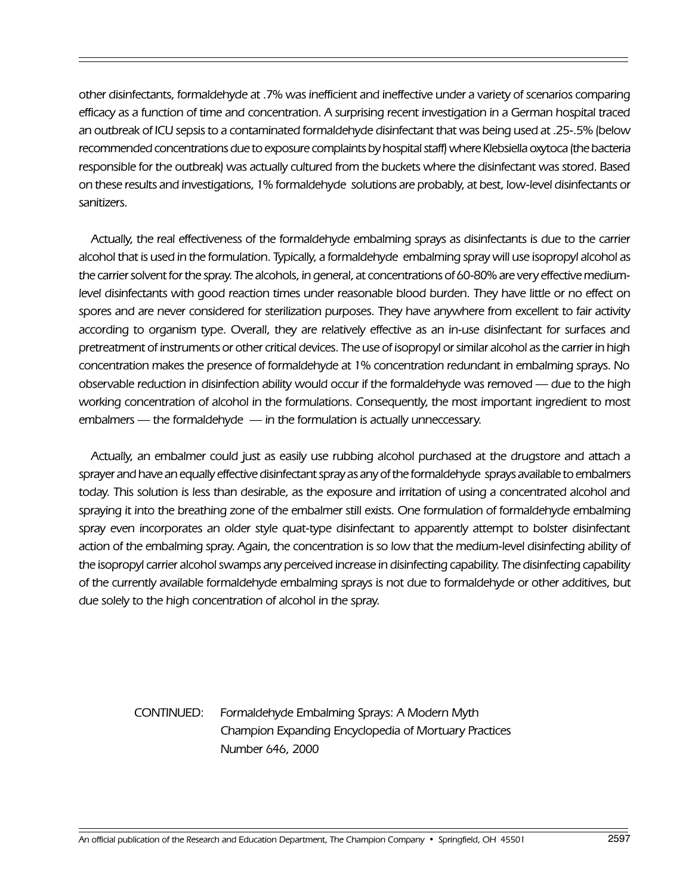other disinfectants, formaldehyde at .7% was inefficient and ineffective under a variety of scenarios comparing efficacy as a function of time and concentration. A surprising recent investigation in a German hospital traced an outbreak of ICU sepsis to a contaminated formaldehyde disinfectant that was being used at .25-.5% (below recommended concentrations due to exposure complaints by hospital staff) where Klebsiella oxytoca (the bacteria responsible for the outbreak) was actually cultured from the buckets where the disinfectant was stored. Based on these results and investigations, 1% formaldehyde solutions are probably, at best, low-level disinfectants or sanitizers.

Actually, the real effectiveness of the formaldehyde embalming sprays as disinfectants is due to the carrier alcohol that is used in the formulation. Typically, a formaldehyde embalming spray will use isopropyl alcohol as the carrier solvent for the spray. The alcohols, in general, at concentrations of 60-80% are very effective medium-level disinfectants with good reaction times under reasonable blood burden. They have little or no effect on spores and are never considered for sterilization purposes. They have anywhere from excellent to fair activity according to organism type. Overall, they are relatively effective as an in-use disinfectant for surfaces and pretreatment of instruments or other critical devices. The use of isopropyl or similar alcohol as the carrier in high concentration makes the presence of formaldehyde at 1% concentration redundant in embalming sprays. No observable reduction in disinfection ability would occur if the formaldehyde was removed — due to the high working concentration of alcohol in the formulations. Consequently, the most important ingredient to most embalmers — the formaldehyde — in the formulation is actually unneccessary.

Actually, an embalmer could just as easily use rubbing alcohol purchased at the drugstore and attach a sprayer and have an equally effective disinfectant spray as any of the formaldehyde sprays available to embalmers today. This solution is less than desirable, as the exposure and irritation of using a concentrated alcohol and spraying it into the breathing zone of the embalmer still exists. One formulation of formaldehyde embalming spray even incorporates an older style quat-type disinfectant to apparently attempt to bolster disinfectant action of the embalming spray. Again, the concentration is so low that the medium-level disinfecting ability of the isopropyl carrier alcohol swamps any perceived increase in disinfecting capability. The disinfecting capability of the currently available formaldehyde embalming sprays is not due to formaldehyde or other additives, but due solely to the high concentration of alcohol in the spray.

CONTINUED: Formaldehyde Embalming Sprays: A Modern Myth
Champion Expanding Encyclopedia of Mortuary Practices
Number 646, 2000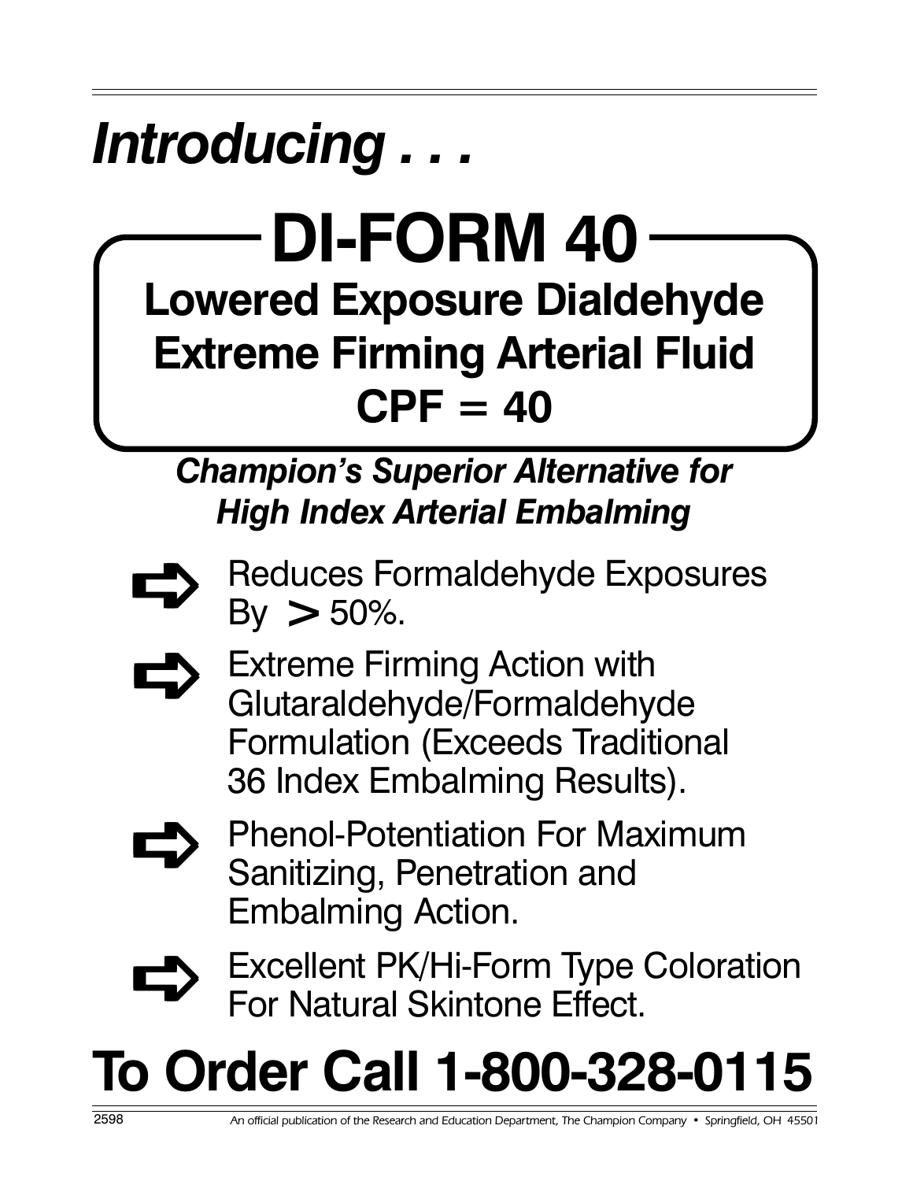*Introducing . . .*

# DI-FORM 40

## Lowered Exposure Dialdehyde Extreme Firming Arterial Fluid

## CPF = 40

***Champion's Superior Alternative for High Index Arterial Embalming***

- Reduces Formaldehyde Exposures By > 50%.
- Extreme Firming Action with Glutaraldehyde/Formaldehyde Formulation (Exceeds Traditional 36 Index Embalming Results).
- Phenol-Potentiation For Maximum Sanitizing, Penetration and Embalming Action.
- Excellent PK/Hi-Form Type Coloration For Natural Skintone Effect.

# To Order Call 1-800-328-0115